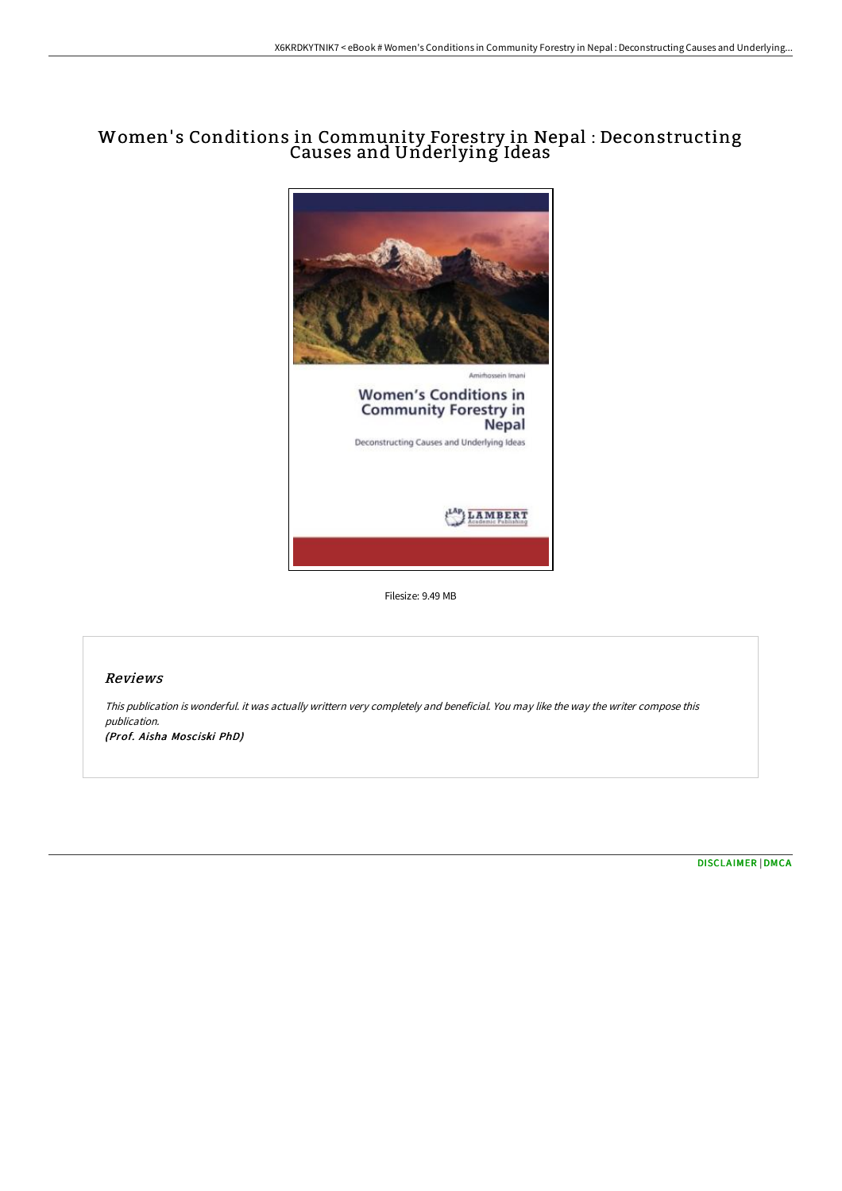# Women's Conditions in Community Forestry in Nepal : Deconstructing Causes and Underlying Ideas

Amirhossein Imani

Women's Conditions in Community Forestry in Nepal

Deconstructing Causes and Underlying Ideas

LAMBERT Academic Publishing

Filesize: 9.49 MB

## Reviews

*This publication is wonderful. it was actually writtern very completely and beneficial. You may like the way the writer compose this publication.*

***(Prof. Aisha Mosciski PhD)***

DISCLAIMER | DMCA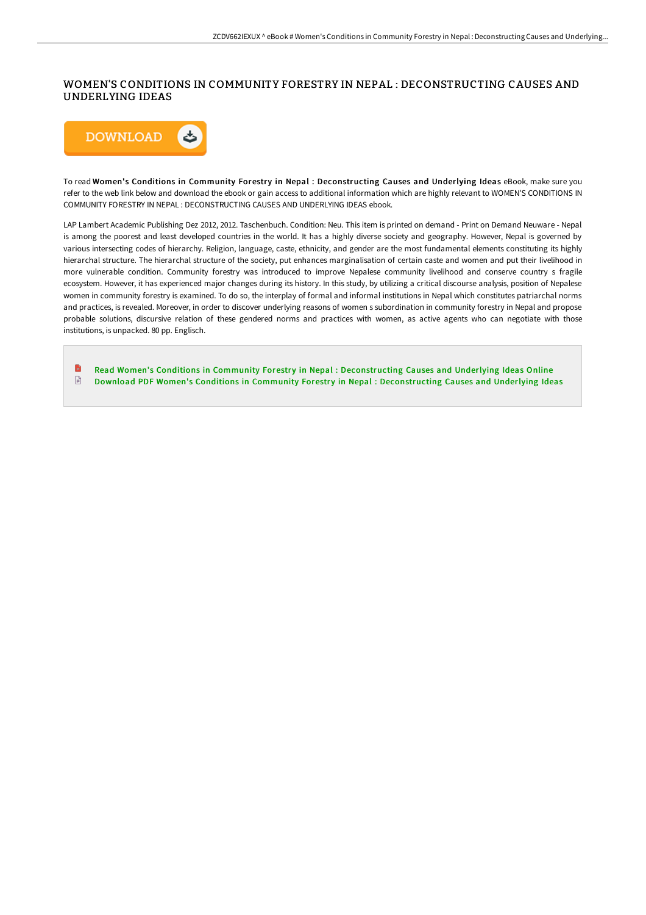# WOMEN'S CONDITIONS IN COMMUNITY FORESTRY IN NEPAL : DECONSTRUCTING CAUSES AND UNDERLYING IDEAS

DOWNLOAD

To read **Women's Conditions in Community Forestry in Nepal : Deconstructing Causes and Underlying Ideas** eBook, make sure you refer to the web link below and download the ebook or gain access to additional information which are highly relevant to WOMEN'S CONDITIONS IN COMMUNITY FORESTRY IN NEPAL : DECONSTRUCTING CAUSES AND UNDERLYING IDEAS ebook.

LAP Lambert Academic Publishing Dez 2012, 2012. Taschenbuch. Condition: Neu. This item is printed on demand - Print on Demand Neuware - Nepal is among the poorest and least developed countries in the world. It has a highly diverse society and geography. However, Nepal is governed by various intersecting codes of hierarchy. Religion, language, caste, ethnicity, and gender are the most fundamental elements constituting its highly hierarchal structure. The hierarchal structure of the society, put enhances marginalisation of certain caste and women and put their livelihood in more vulnerable condition. Community forestry was introduced to improve Nepalese community livelihood and conserve country s fragile ecosystem. However, it has experienced major changes during its history. In this study, by utilizing a critical discourse analysis, position of Nepalese women in community forestry is examined. To do so, the interplay of formal and informal institutions in Nepal which constitutes patriarchal norms and practices, is revealed. Moreover, in order to discover underlying reasons of women s subordination in community forestry in Nepal and propose probable solutions, discursive relation of these gendered norms and practices with women, as active agents who can negotiate with those institutions, is unpacked. 80 pp. Englisch.

- Read Women's Conditions in Community Forestry in Nepal : Deconstructing Causes and Underlying Ideas Online
- Download PDF Women's Conditions in Community Forestry in Nepal : Deconstructing Causes and Underlying Ideas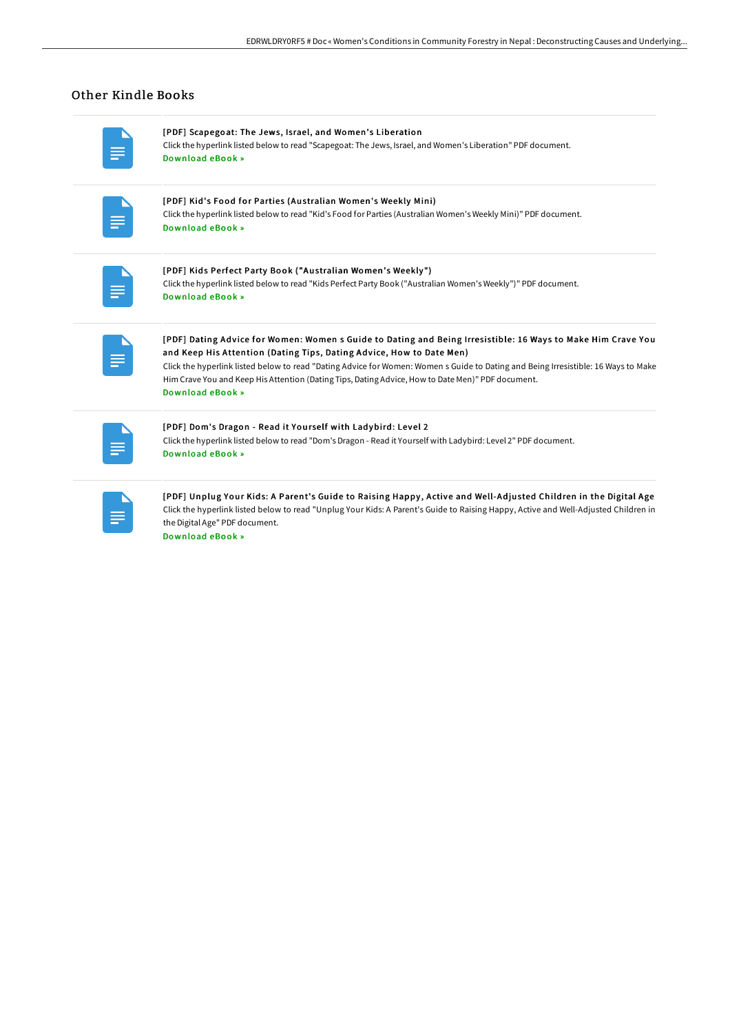## Other Kindle Books

[PDF] Scapegoat: The Jews, Israel, and Women's Liberation
Click the hyperlink listed below to read "Scapegoat: The Jews, Israel, and Women's Liberation" PDF document.
Download eBook »

[PDF] Kid's Food for Parties (Australian Women's Weekly Mini)
Click the hyperlink listed below to read "Kid's Food for Parties (Australian Women's Weekly Mini)" PDF document.
Download eBook »

[PDF] Kids Perfect Party Book ("Australian Women's Weekly")
Click the hyperlink listed below to read "Kids Perfect Party Book ("Australian Women's Weekly")" PDF document.
Download eBook »

[PDF] Dating Advice for Women: Women s Guide to Dating and Being Irresistible: 16 Ways to Make Him Crave You and Keep His Attention (Dating Tips, Dating Advice, How to Date Men)
Click the hyperlink listed below to read "Dating Advice for Women: Women s Guide to Dating and Being Irresistible: 16 Ways to Make Him Crave You and Keep His Attention (Dating Tips, Dating Advice, How to Date Men)" PDF document.
Download eBook »

[PDF] Dom's Dragon - Read it Yourself with Ladybird: Level 2
Click the hyperlink listed below to read "Dom's Dragon - Read it Yourself with Ladybird: Level 2" PDF document.
Download eBook »

[PDF] Unplug Your Kids: A Parent's Guide to Raising Happy, Active and Well-Adjusted Children in the Digital Age
Click the hyperlink listed below to read "Unplug Your Kids: A Parent's Guide to Raising Happy, Active and Well-Adjusted Children in the Digital Age" PDF document.
Download eBook »